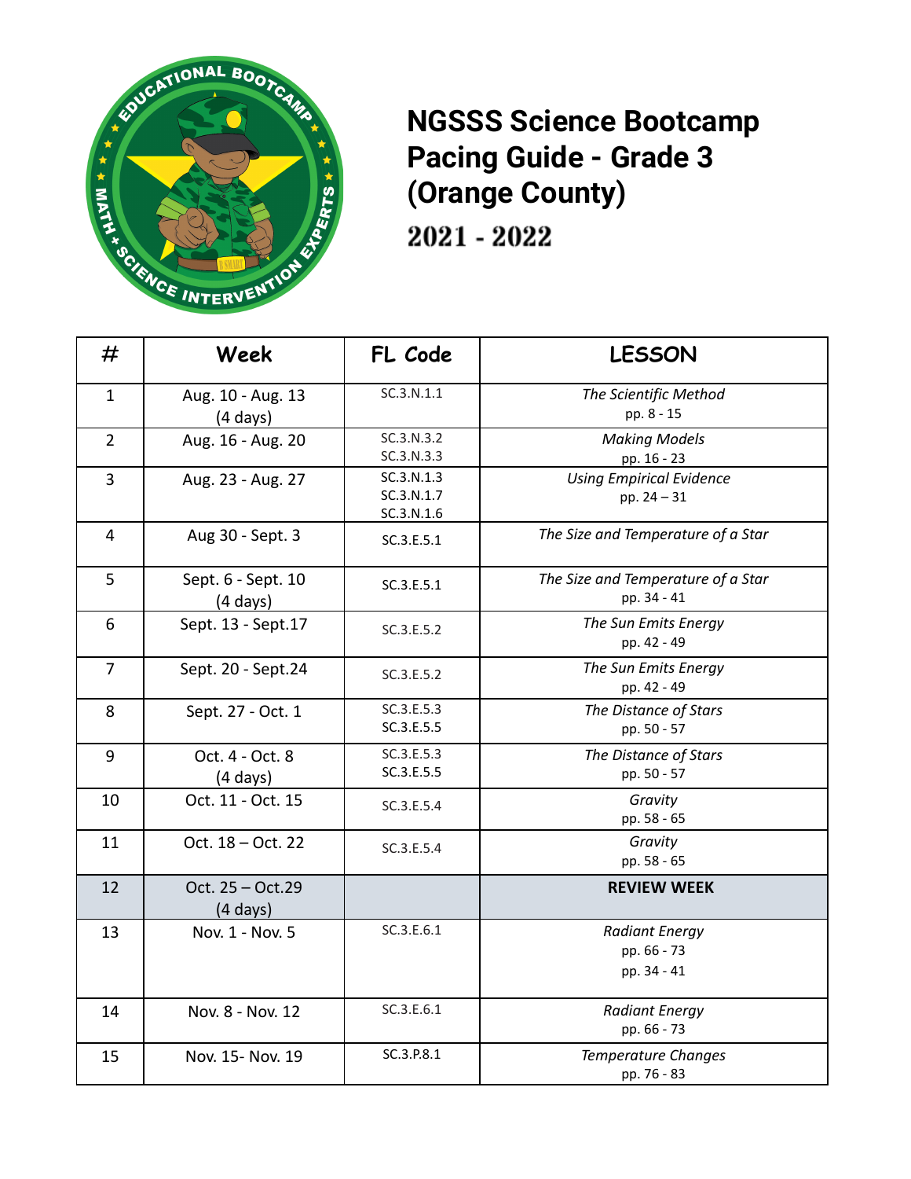# NGSSS Science Bootcamp Pacing Guide - Grade 3 (Orange County)

## 2021 - 2022

| # | Week | FL Code | LESSON |
|---|---|---|---|
| 1 | Aug. 10 - Aug. 13 (4 days) | SC.3.N.1.1 | *The Scientific Method* pp. 8 - 15 |
| 2 | Aug. 16 - Aug. 20 | SC.3.N.3.2 SC.3.N.3.3 | *Making Models* pp. 16 - 23 |
| 3 | Aug. 23 - Aug. 27 | SC.3.N.1.3 SC.3.N.1.7 SC.3.N.1.6 | *Using Empirical Evidence* pp. 24 – 31 |
| 4 | Aug 30 - Sept. 3 | SC.3.E.5.1 | *The Size and Temperature of a Star* |
| 5 | Sept. 6 - Sept. 10 (4 days) | SC.3.E.5.1 | *The Size and Temperature of a Star* pp. 34 - 41 |
| 6 | Sept. 13 - Sept.17 | SC.3.E.5.2 | *The Sun Emits Energy* pp. 42 - 49 |
| 7 | Sept. 20 - Sept.24 | SC.3.E.5.2 | *The Sun Emits Energy* pp. 42 - 49 |
| 8 | Sept. 27 - Oct. 1 | SC.3.E.5.3 SC.3.E.5.5 | *The Distance of Stars* pp. 50 - 57 |
| 9 | Oct. 4 - Oct. 8 (4 days) | SC.3.E.5.3 SC.3.E.5.5 | *The Distance of Stars* pp. 50 - 57 |
| 10 | Oct. 11 - Oct. 15 | SC.3.E.5.4 | *Gravity* pp. 58 - 65 |
| 11 | Oct. 18 – Oct. 22 | SC.3.E.5.4 | *Gravity* pp. 58 - 65 |
| 12 | Oct. 25 – Oct.29 (4 days) | | **REVIEW WEEK** |
| 13 | Nov. 1 - Nov. 5 | SC.3.E.6.1 | *Radiant Energy* pp. 66 - 73 pp. 34 - 41 |
| 14 | Nov. 8 - Nov. 12 | SC.3.E.6.1 | *Radiant Energy* pp. 66 - 73 |
| 15 | Nov. 15- Nov. 19 | SC.3.P.8.1 | *Temperature Changes* pp. 76 - 83 |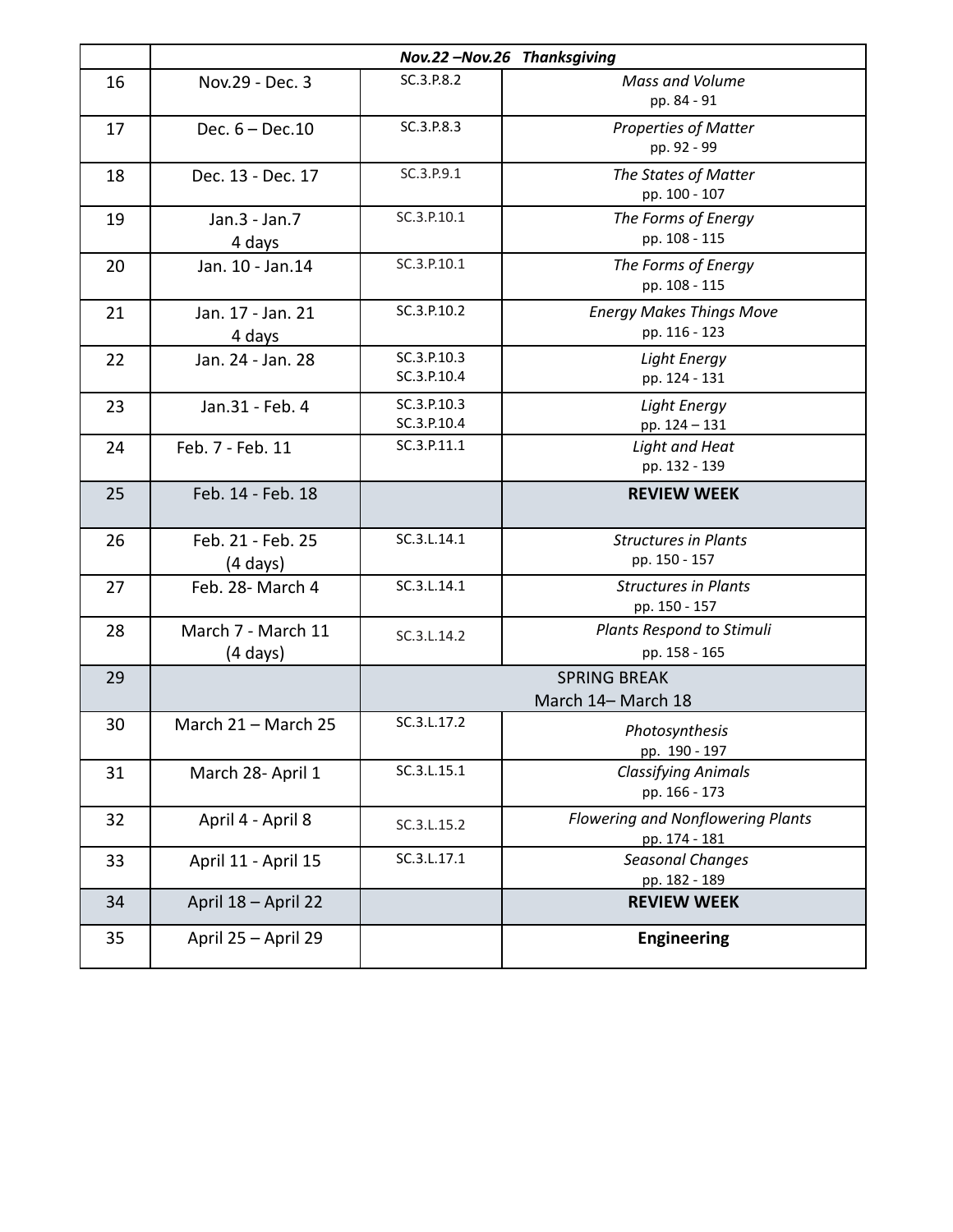| | | | |
|---|---|---|---|
| | ***Nov.22 –Nov.26 Thanksgiving*** | | |
| 16 | Nov.29 - Dec. 3 | SC.3.P.8.2 | *Mass and Volume*<br>pp. 84 - 91 |
| 17 | Dec. 6 – Dec.10 | SC.3.P.8.3 | *Properties of Matter*<br>pp. 92 - 99 |
| 18 | Dec. 13 - Dec. 17 | SC.3.P.9.1 | *The States of Matter*<br>pp. 100 - 107 |
| 19 | Jan.3 - Jan.7<br>4 days | SC.3.P.10.1 | *The Forms of Energy*<br>pp. 108 - 115 |
| 20 | Jan. 10 - Jan.14 | SC.3.P.10.1 | *The Forms of Energy*<br>pp. 108 - 115 |
| 21 | Jan. 17 - Jan. 21<br>4 days | SC.3.P.10.2 | *Energy Makes Things Move*<br>pp. 116 - 123 |
| 22 | Jan. 24 - Jan. 28 | SC.3.P.10.3<br>SC.3.P.10.4 | *Light Energy*<br>pp. 124 - 131 |
| 23 | Jan.31 - Feb. 4 | SC.3.P.10.3<br>SC.3.P.10.4 | *Light Energy*<br>pp. 124 – 131 |
| 24 | Feb. 7 - Feb. 11 | SC.3.P.11.1 | *Light and Heat*<br>pp. 132 - 139 |
| 25 | Feb. 14 - Feb. 18 | | **REVIEW WEEK** |
| 26 | Feb. 21 - Feb. 25<br>(4 days) | SC.3.L.14.1 | *Structures in Plants*<br>pp. 150 - 157 |
| 27 | Feb. 28- March 4 | SC.3.L.14.1 | *Structures in Plants*<br>pp. 150 - 157 |
| 28 | March 7 - March 11<br>(4 days) | SC.3.L.14.2 | *Plants Respond to Stimuli*<br>pp. 158 - 165 |
| 29 | | SPRING BREAK<br>March 14– March 18 | |
| 30 | March 21 – March 25 | SC.3.L.17.2 | *Photosynthesis*<br>pp. 190 - 197 |
| 31 | March 28- April 1 | SC.3.L.15.1 | *Classifying Animals*<br>pp. 166 - 173 |
| 32 | April 4 - April 8 | SC.3.L.15.2 | *Flowering and Nonflowering Plants*<br>pp. 174 - 181 |
| 33 | April 11 - April 15 | SC.3.L.17.1 | *Seasonal Changes*<br>pp. 182 - 189 |
| 34 | April 18 – April 22 | | **REVIEW WEEK** |
| 35 | April 25 – April 29 | | **Engineering** |